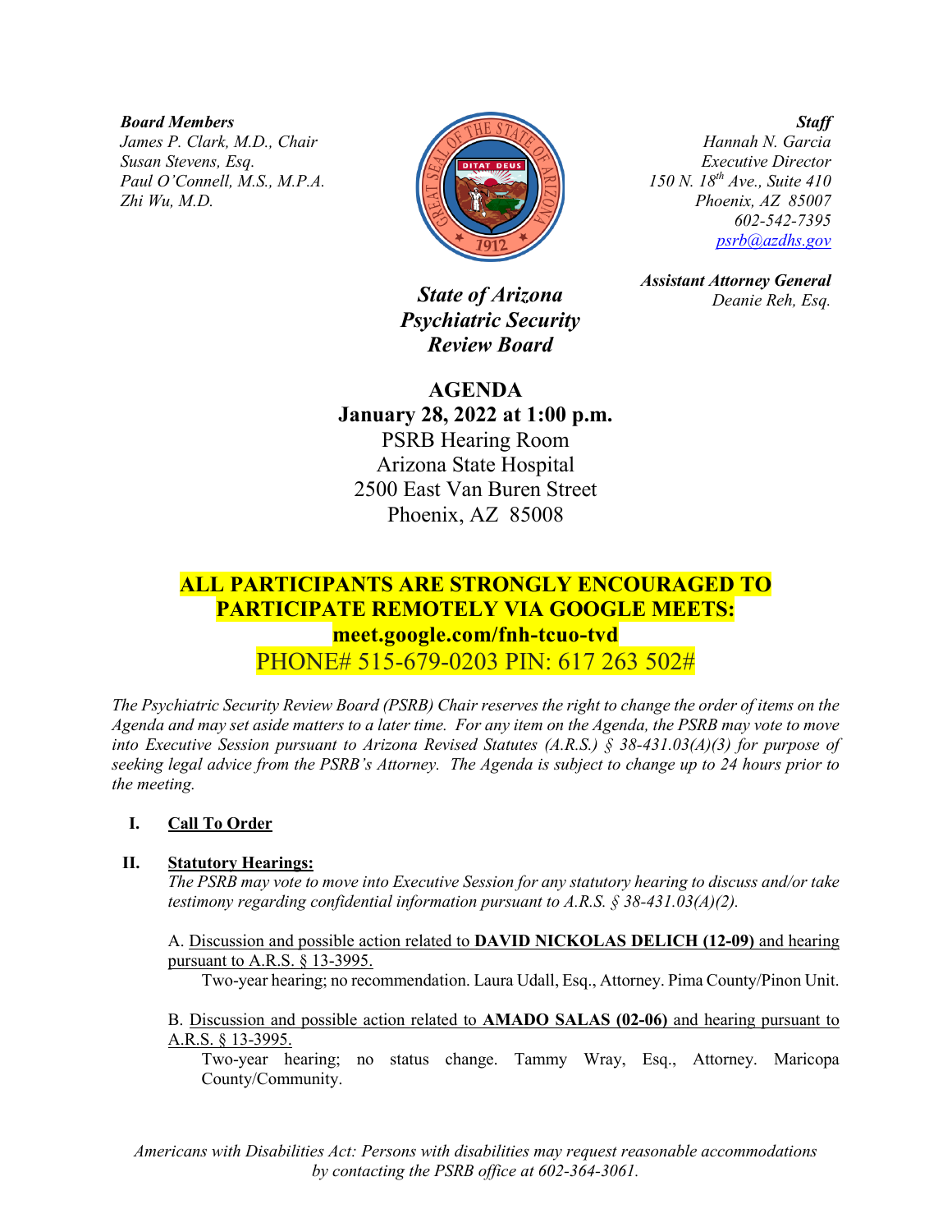***Board Members***
*James P. Clark, M.D., Chair*
*Susan Stevens, Esq.*
*Paul O'Connell, M.S., M.P.A.*
*Zhi Wu, M.D.*

***Staff***
*Hannah N. Garcia*
*Executive Director*
*150 N. 18th Ave., Suite 410*
*Phoenix, AZ 85007*
*602-542-7395*
*psrb@azdhs.gov*

***Assistant Attorney General***
*Deanie Reh, Esq.*

***State of Arizona***
***Psychiatric Security Review Board***

# AGENDA

**January 28, 2022 at 1:00 p.m.**
PSRB Hearing Room
Arizona State Hospital
2500 East Van Buren Street
Phoenix, AZ 85008

**ALL PARTICIPANTS ARE STRONGLY ENCOURAGED TO PARTICIPATE REMOTELY VIA GOOGLE MEETS:**
**meet.google.com/fnh-tcuo-tvd**
PHONE# 515-679-0203 PIN: 617 263 502#

*The Psychiatric Security Review Board (PSRB) Chair reserves the right to change the order of items on the Agenda and may set aside matters to a later time. For any item on the Agenda, the PSRB may vote to move into Executive Session pursuant to Arizona Revised Statutes (A.R.S.) § 38-431.03(A)(3) for purpose of seeking legal advice from the PSRB's Attorney. The Agenda is subject to change up to 24 hours prior to the meeting.*

**I. Call To Order**

**II. Statutory Hearings:**

*The PSRB may vote to move into Executive Session for any statutory hearing to discuss and/or take testimony regarding confidential information pursuant to A.R.S. § 38-431.03(A)(2).*

A. Discussion and possible action related to **DAVID NICKOLAS DELICH (12-09)** and hearing pursuant to A.R.S. § 13-3995.

Two-year hearing; no recommendation. Laura Udall, Esq., Attorney. Pima County/Pinon Unit.

B. Discussion and possible action related to **AMADO SALAS (02-06)** and hearing pursuant to A.R.S. § 13-3995.

Two-year hearing; no status change. Tammy Wray, Esq., Attorney. Maricopa County/Community.

*Americans with Disabilities Act: Persons with disabilities may request reasonable accommodations by contacting the PSRB office at 602-364-3061.*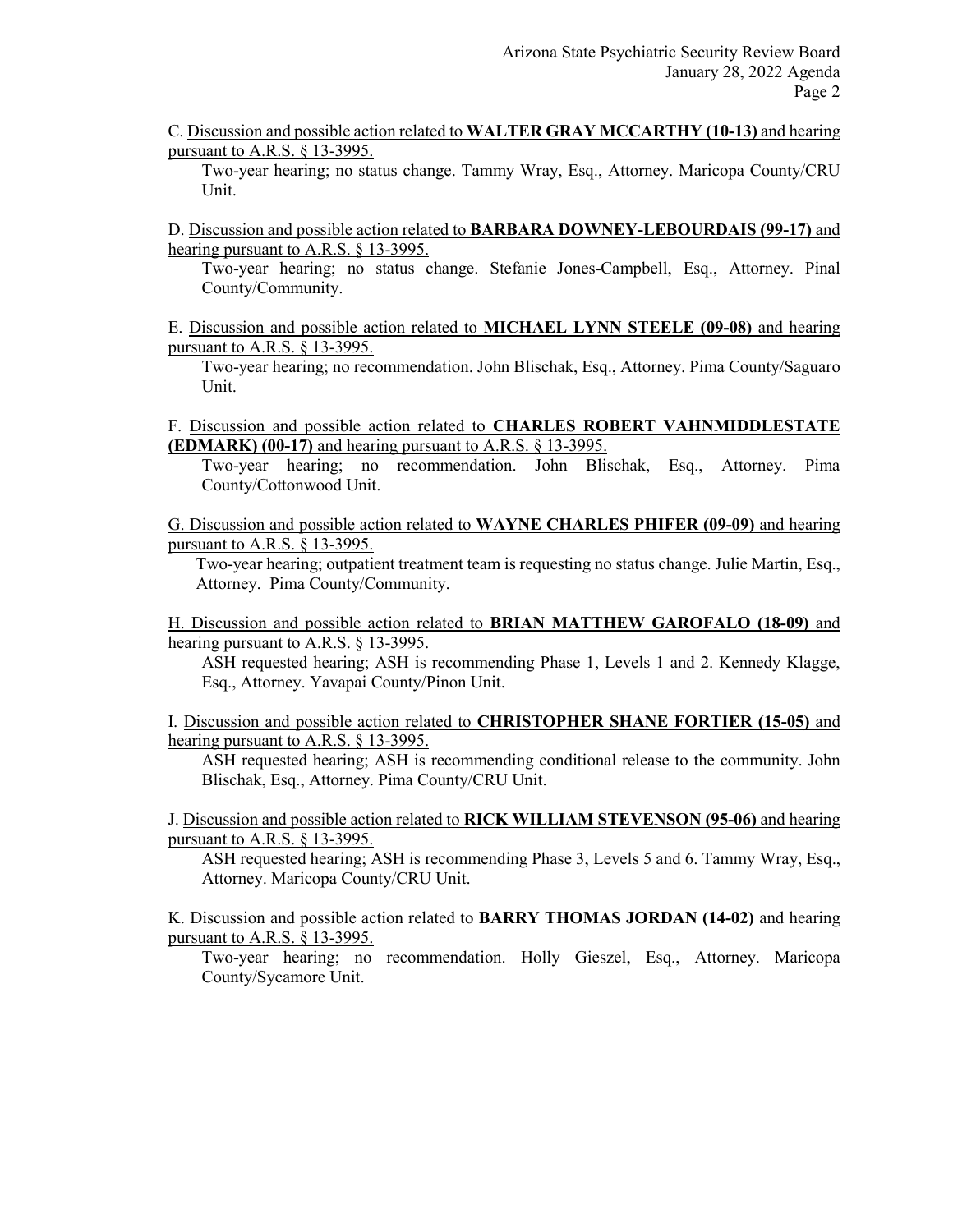C. <u>Discussion and possible action related to **WALTER GRAY MCCARTHY (10-13)** and hearing pursuant to A.R.S. § 13-3995.</u>

Two-year hearing; no status change. Tammy Wray, Esq., Attorney. Maricopa County/CRU Unit.

D. <u>Discussion and possible action related to **BARBARA DOWNEY-LEBOURDAIS (99-17)** and hearing pursuant to A.R.S. § 13-3995.</u>

Two-year hearing; no status change. Stefanie Jones-Campbell, Esq., Attorney. Pinal County/Community.

E. <u>Discussion and possible action related to **MICHAEL LYNN STEELE (09-08)** and hearing pursuant to A.R.S. § 13-3995.</u>

Two-year hearing; no recommendation. John Blischak, Esq., Attorney. Pima County/Saguaro Unit.

F. <u>Discussion and possible action related to **CHARLES ROBERT VAHNMIDDLESTATE (EDMARK) (00-17)** and hearing pursuant to A.R.S. § 13-3995.</u>

Two-year hearing; no recommendation. John Blischak, Esq., Attorney. Pima County/Cottonwood Unit.

G. <u>Discussion and possible action related to **WAYNE CHARLES PHIFER (09-09)** and hearing pursuant to A.R.S. § 13-3995.</u>

Two-year hearing; outpatient treatment team is requesting no status change. Julie Martin, Esq., Attorney. Pima County/Community.

H. <u>Discussion and possible action related to **BRIAN MATTHEW GAROFALO (18-09)** and hearing pursuant to A.R.S. § 13-3995.</u>

ASH requested hearing; ASH is recommending Phase 1, Levels 1 and 2. Kennedy Klagge, Esq., Attorney. Yavapai County/Pinon Unit.

I. <u>Discussion and possible action related to **CHRISTOPHER SHANE FORTIER (15-05)** and hearing pursuant to A.R.S. § 13-3995.</u>

ASH requested hearing; ASH is recommending conditional release to the community. John Blischak, Esq., Attorney. Pima County/CRU Unit.

J. <u>Discussion and possible action related to **RICK WILLIAM STEVENSON (95-06)** and hearing pursuant to A.R.S. § 13-3995.</u>

ASH requested hearing; ASH is recommending Phase 3, Levels 5 and 6. Tammy Wray, Esq., Attorney. Maricopa County/CRU Unit.

K. <u>Discussion and possible action related to **BARRY THOMAS JORDAN (14-02)** and hearing pursuant to A.R.S. § 13-3995.</u>

Two-year hearing; no recommendation. Holly Gieszel, Esq., Attorney. Maricopa County/Sycamore Unit.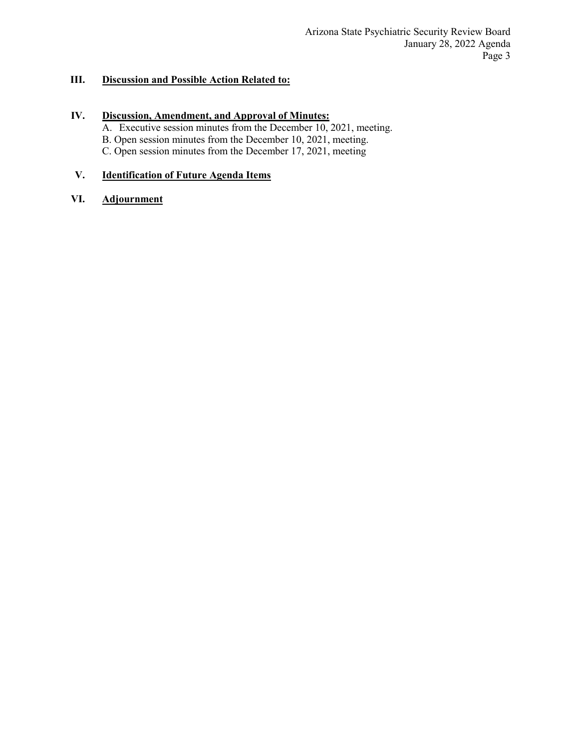**III. Discussion and Possible Action Related to:**

**IV. Discussion, Amendment, and Approval of Minutes:**

A. Executive session minutes from the December 10, 2021, meeting.
B. Open session minutes from the December 10, 2021, meeting.
C. Open session minutes from the December 17, 2021, meeting

**V. Identification of Future Agenda Items**

**VI. Adjournment**